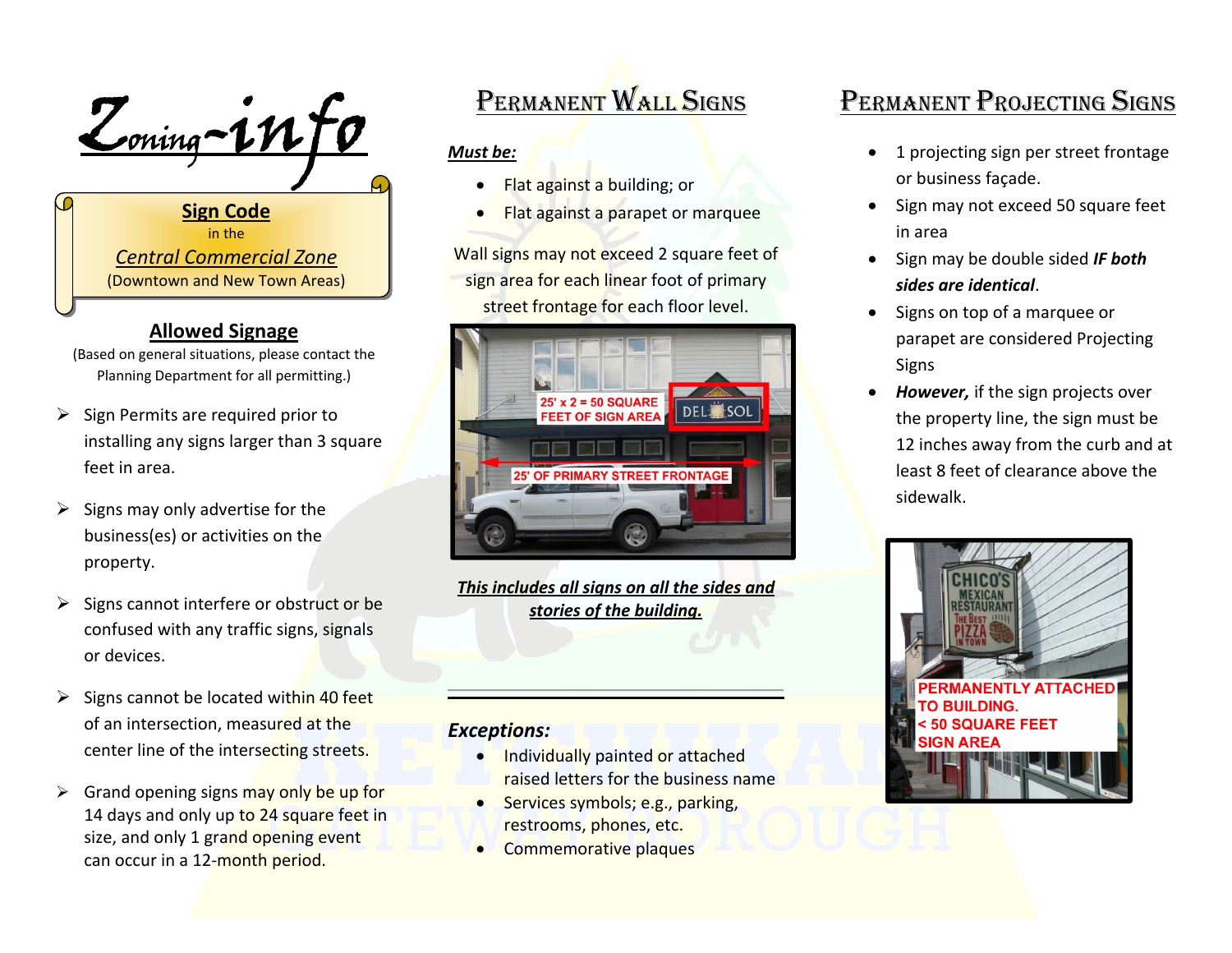# Zoning-info

## Sign Code

in the

*Central Commercial Zone*

(Downtown and New Town Areas)

## Allowed Signage

(Based on general situations, please contact the Planning Department for all permitting.)

- Sign Permits are required prior to installing any signs larger than 3 square feet in area.
- Signs may only advertise for the business(es) or activities on the property.
- Signs cannot interfere or obstruct or be confused with any traffic signs, signals or devices.
- Signs cannot be located within 40 feet of an intersection, measured at the center line of the intersecting streets.
- Grand opening signs may only be up for 14 days and only up to 24 square feet in size, and only 1 grand opening event can occur in a 12-month period.

## Permanent Wall Signs

***Must be:***

- Flat against a building; or
- Flat against a parapet or marquee

Wall signs may not exceed 2 square feet of sign area for each linear foot of primary street frontage for each floor level.

25' x 2 = 50 SQUARE FEET OF SIGN AREA

25' OF PRIMARY STREET FRONTAGE

***This includes all signs on all the sides and stories of the building.***

---

***Exceptions:***

- Individually painted or attached raised letters for the business name
- Services symbols; e.g., parking, restrooms, phones, etc.
- Commemorative plaques

## Permanent Projecting Signs

- 1 projecting sign per street frontage or business façade.
- Sign may not exceed 50 square feet in area
- Sign may be double sided ***IF both sides are identical***.
- Signs on top of a marquee or parapet are considered Projecting Signs
- ***However,*** if the sign projects over the property line, the sign must be 12 inches away from the curb and at least 8 feet of clearance above the sidewalk.

PERMANENTLY ATTACHED TO BUILDING.
< 50 SQUARE FEET SIGN AREA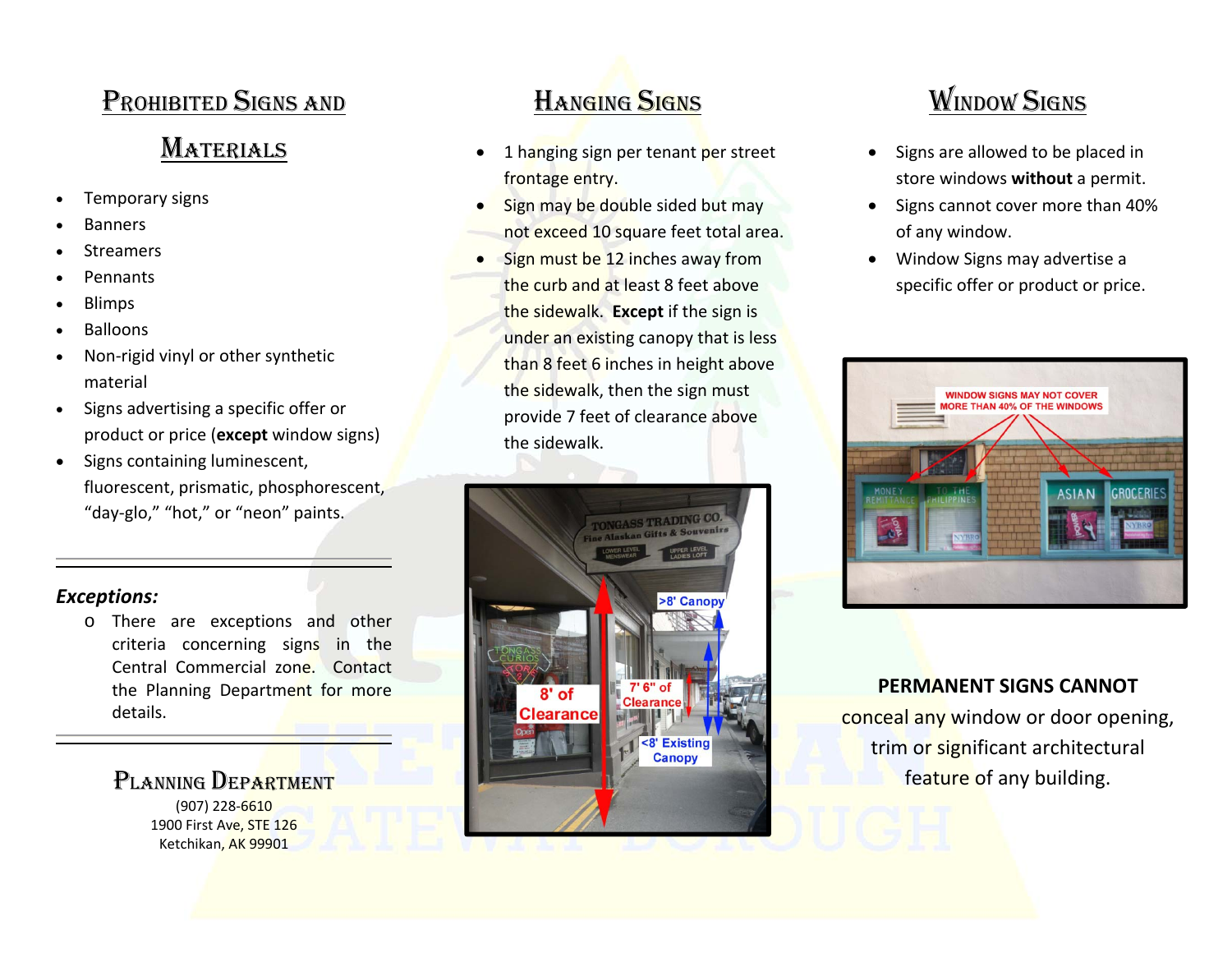## Prohibited Signs and Materials

- Temporary signs
- Banners
- Streamers
- Pennants
- Blimps
- Balloons
- Non-rigid vinyl or other synthetic material
- Signs advertising a specific offer or product or price (**except** window signs)
- Signs containing luminescent, fluorescent, prismatic, phosphorescent, "day-glo," "hot," or "neon" paints.

---

***Exceptions:***

- There are exceptions and other criteria concerning signs in the Central Commercial zone. Contact the Planning Department for more details.

---

## Planning Department

(907) 228-6610
1900 First Ave, STE 126
Ketchikan, AK 99901

## Hanging Signs

- 1 hanging sign per tenant per street frontage entry.
- Sign may be double sided but may not exceed 10 square feet total area.
- Sign must be 12 inches away from the curb and at least 8 feet above the sidewalk. **Except** if the sign is under an existing canopy that is less than 8 feet 6 inches in height above the sidewalk, then the sign must provide 7 feet of clearance above the sidewalk.

>8' Canopy
8' of Clearance
7' 6" of Clearance
<8' Existing Canopy

## Window Signs

- Signs are allowed to be placed in store windows **without** a permit.
- Signs cannot cover more than 40% of any window.
- Window Signs may advertise a specific offer or product or price.

WINDOW SIGNS MAY NOT COVER MORE THAN 40% OF THE WINDOWS

**PERMANENT SIGNS CANNOT** conceal any window or door opening, trim or significant architectural feature of any building.